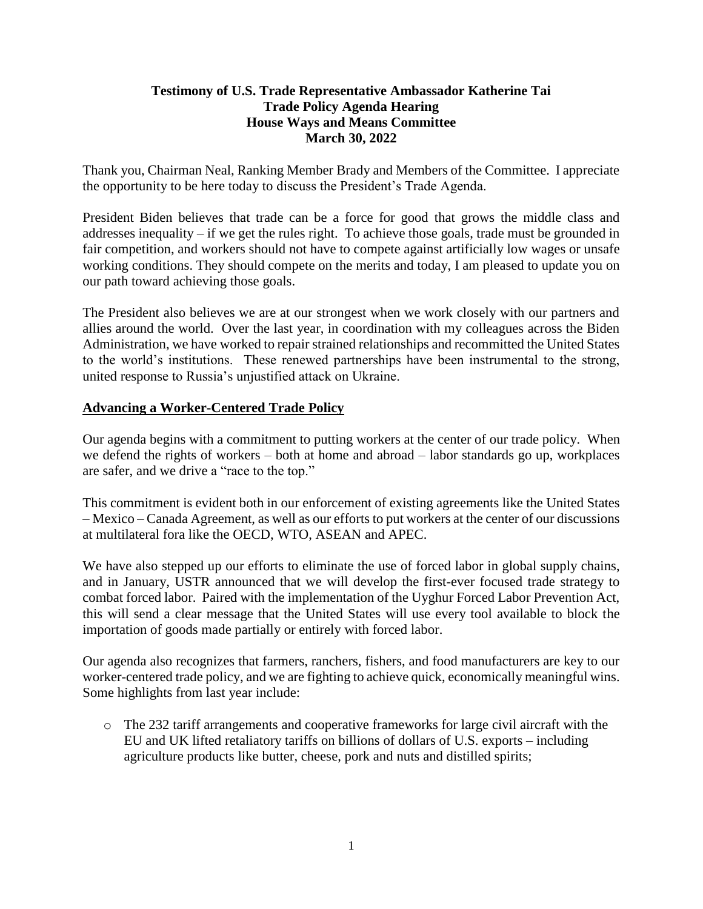**Testimony of U.S. Trade Representative Ambassador Katherine Tai**
**Trade Policy Agenda Hearing**
**House Ways and Means Committee**
**March 30, 2022**

Thank you, Chairman Neal, Ranking Member Brady and Members of the Committee. I appreciate the opportunity to be here today to discuss the President's Trade Agenda.

President Biden believes that trade can be a force for good that grows the middle class and addresses inequality – if we get the rules right. To achieve those goals, trade must be grounded in fair competition, and workers should not have to compete against artificially low wages or unsafe working conditions. They should compete on the merits and today, I am pleased to update you on our path toward achieving those goals.

The President also believes we are at our strongest when we work closely with our partners and allies around the world. Over the last year, in coordination with my colleagues across the Biden Administration, we have worked to repair strained relationships and recommitted the United States to the world's institutions. These renewed partnerships have been instrumental to the strong, united response to Russia's unjustified attack on Ukraine.

## Advancing a Worker-Centered Trade Policy

Our agenda begins with a commitment to putting workers at the center of our trade policy. When we defend the rights of workers – both at home and abroad – labor standards go up, workplaces are safer, and we drive a "race to the top."

This commitment is evident both in our enforcement of existing agreements like the United States – Mexico – Canada Agreement, as well as our efforts to put workers at the center of our discussions at multilateral fora like the OECD, WTO, ASEAN and APEC.

We have also stepped up our efforts to eliminate the use of forced labor in global supply chains, and in January, USTR announced that we will develop the first-ever focused trade strategy to combat forced labor. Paired with the implementation of the Uyghur Forced Labor Prevention Act, this will send a clear message that the United States will use every tool available to block the importation of goods made partially or entirely with forced labor.

Our agenda also recognizes that farmers, ranchers, fishers, and food manufacturers are key to our worker-centered trade policy, and we are fighting to achieve quick, economically meaningful wins. Some highlights from last year include:

- The 232 tariff arrangements and cooperative frameworks for large civil aircraft with the EU and UK lifted retaliatory tariffs on billions of dollars of U.S. exports – including agriculture products like butter, cheese, pork and nuts and distilled spirits;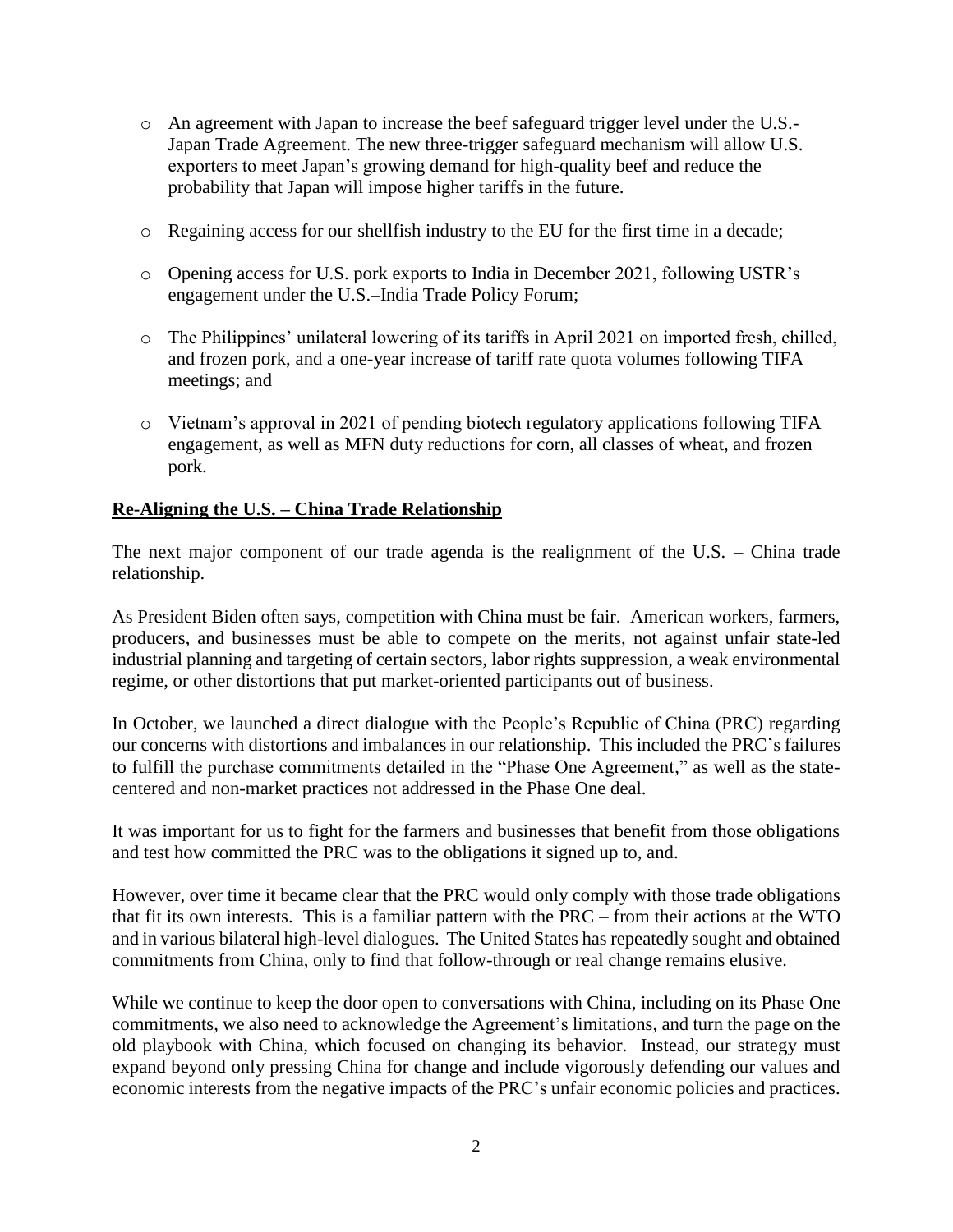- An agreement with Japan to increase the beef safeguard trigger level under the U.S.-Japan Trade Agreement. The new three-trigger safeguard mechanism will allow U.S. exporters to meet Japan's growing demand for high-quality beef and reduce the probability that Japan will impose higher tariffs in the future.

- Regaining access for our shellfish industry to the EU for the first time in a decade;

- Opening access for U.S. pork exports to India in December 2021, following USTR's engagement under the U.S.–India Trade Policy Forum;

- The Philippines' unilateral lowering of its tariffs in April 2021 on imported fresh, chilled, and frozen pork, and a one-year increase of tariff rate quota volumes following TIFA meetings; and

- Vietnam's approval in 2021 of pending biotech regulatory applications following TIFA engagement, as well as MFN duty reductions for corn, all classes of wheat, and frozen pork.

## **Re-Aligning the U.S. – China Trade Relationship**

The next major component of our trade agenda is the realignment of the U.S. – China trade relationship.

As President Biden often says, competition with China must be fair. American workers, farmers, producers, and businesses must be able to compete on the merits, not against unfair state-led industrial planning and targeting of certain sectors, labor rights suppression, a weak environmental regime, or other distortions that put market-oriented participants out of business.

In October, we launched a direct dialogue with the People's Republic of China (PRC) regarding our concerns with distortions and imbalances in our relationship. This included the PRC's failures to fulfill the purchase commitments detailed in the "Phase One Agreement," as well as the state-centered and non-market practices not addressed in the Phase One deal.

It was important for us to fight for the farmers and businesses that benefit from those obligations and test how committed the PRC was to the obligations it signed up to, and.

However, over time it became clear that the PRC would only comply with those trade obligations that fit its own interests. This is a familiar pattern with the PRC – from their actions at the WTO and in various bilateral high-level dialogues. The United States has repeatedly sought and obtained commitments from China, only to find that follow-through or real change remains elusive.

While we continue to keep the door open to conversations with China, including on its Phase One commitments, we also need to acknowledge the Agreement's limitations, and turn the page on the old playbook with China, which focused on changing its behavior. Instead, our strategy must expand beyond only pressing China for change and include vigorously defending our values and economic interests from the negative impacts of the PRC's unfair economic policies and practices.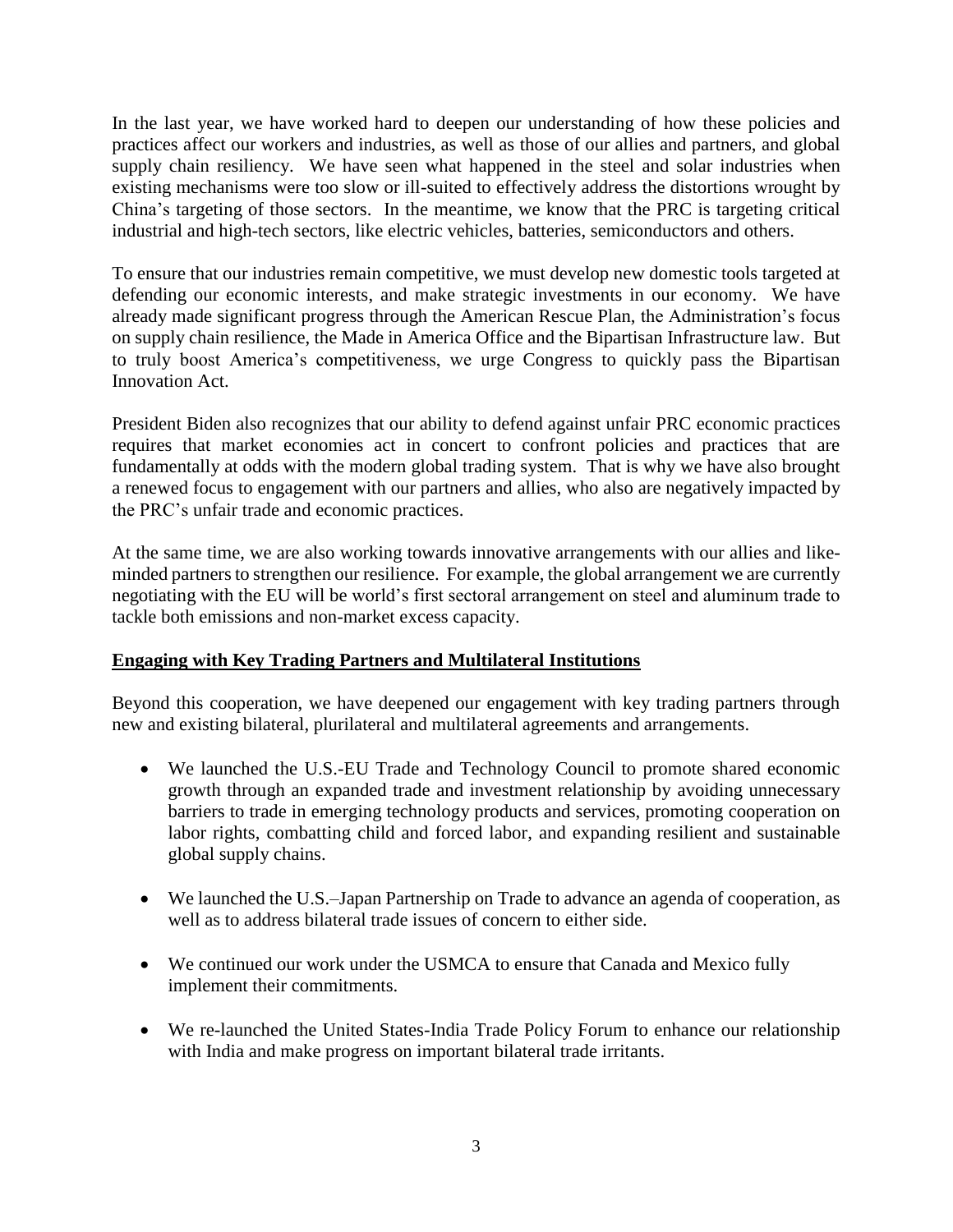In the last year, we have worked hard to deepen our understanding of how these policies and practices affect our workers and industries, as well as those of our allies and partners, and global supply chain resiliency. We have seen what happened in the steel and solar industries when existing mechanisms were too slow or ill-suited to effectively address the distortions wrought by China's targeting of those sectors. In the meantime, we know that the PRC is targeting critical industrial and high-tech sectors, like electric vehicles, batteries, semiconductors and others.

To ensure that our industries remain competitive, we must develop new domestic tools targeted at defending our economic interests, and make strategic investments in our economy. We have already made significant progress through the American Rescue Plan, the Administration's focus on supply chain resilience, the Made in America Office and the Bipartisan Infrastructure law. But to truly boost America's competitiveness, we urge Congress to quickly pass the Bipartisan Innovation Act.

President Biden also recognizes that our ability to defend against unfair PRC economic practices requires that market economies act in concert to confront policies and practices that are fundamentally at odds with the modern global trading system. That is why we have also brought a renewed focus to engagement with our partners and allies, who also are negatively impacted by the PRC's unfair trade and economic practices.

At the same time, we are also working towards innovative arrangements with our allies and like-minded partners to strengthen our resilience. For example, the global arrangement we are currently negotiating with the EU will be world's first sectoral arrangement on steel and aluminum trade to tackle both emissions and non-market excess capacity.

## Engaging with Key Trading Partners and Multilateral Institutions

Beyond this cooperation, we have deepened our engagement with key trading partners through new and existing bilateral, plurilateral and multilateral agreements and arrangements.

- We launched the U.S.-EU Trade and Technology Council to promote shared economic growth through an expanded trade and investment relationship by avoiding unnecessary barriers to trade in emerging technology products and services, promoting cooperation on labor rights, combatting child and forced labor, and expanding resilient and sustainable global supply chains.
- We launched the U.S.–Japan Partnership on Trade to advance an agenda of cooperation, as well as to address bilateral trade issues of concern to either side.
- We continued our work under the USMCA to ensure that Canada and Mexico fully implement their commitments.
- We re-launched the United States-India Trade Policy Forum to enhance our relationship with India and make progress on important bilateral trade irritants.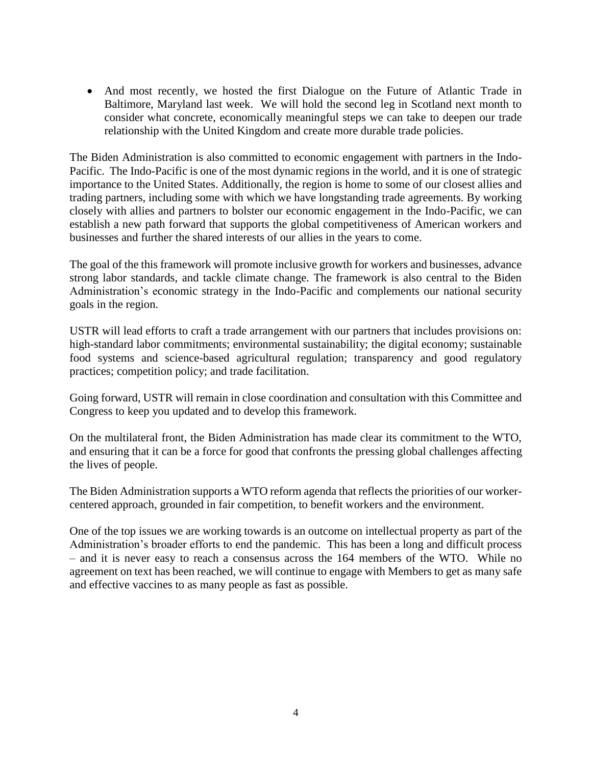- And most recently, we hosted the first Dialogue on the Future of Atlantic Trade in Baltimore, Maryland last week. We will hold the second leg in Scotland next month to consider what concrete, economically meaningful steps we can take to deepen our trade relationship with the United Kingdom and create more durable trade policies.

The Biden Administration is also committed to economic engagement with partners in the Indo-Pacific. The Indo-Pacific is one of the most dynamic regions in the world, and it is one of strategic importance to the United States. Additionally, the region is home to some of our closest allies and trading partners, including some with which we have longstanding trade agreements. By working closely with allies and partners to bolster our economic engagement in the Indo-Pacific, we can establish a new path forward that supports the global competitiveness of American workers and businesses and further the shared interests of our allies in the years to come.

The goal of the this framework will promote inclusive growth for workers and businesses, advance strong labor standards, and tackle climate change. The framework is also central to the Biden Administration's economic strategy in the Indo-Pacific and complements our national security goals in the region.

USTR will lead efforts to craft a trade arrangement with our partners that includes provisions on: high-standard labor commitments; environmental sustainability; the digital economy; sustainable food systems and science-based agricultural regulation; transparency and good regulatory practices; competition policy; and trade facilitation.

Going forward, USTR will remain in close coordination and consultation with this Committee and Congress to keep you updated and to develop this framework.

On the multilateral front, the Biden Administration has made clear its commitment to the WTO, and ensuring that it can be a force for good that confronts the pressing global challenges affecting the lives of people.

The Biden Administration supports a WTO reform agenda that reflects the priorities of our worker-centered approach, grounded in fair competition, to benefit workers and the environment.

One of the top issues we are working towards is an outcome on intellectual property as part of the Administration's broader efforts to end the pandemic. This has been a long and difficult process – and it is never easy to reach a consensus across the 164 members of the WTO. While no agreement on text has been reached, we will continue to engage with Members to get as many safe and effective vaccines to as many people as fast as possible.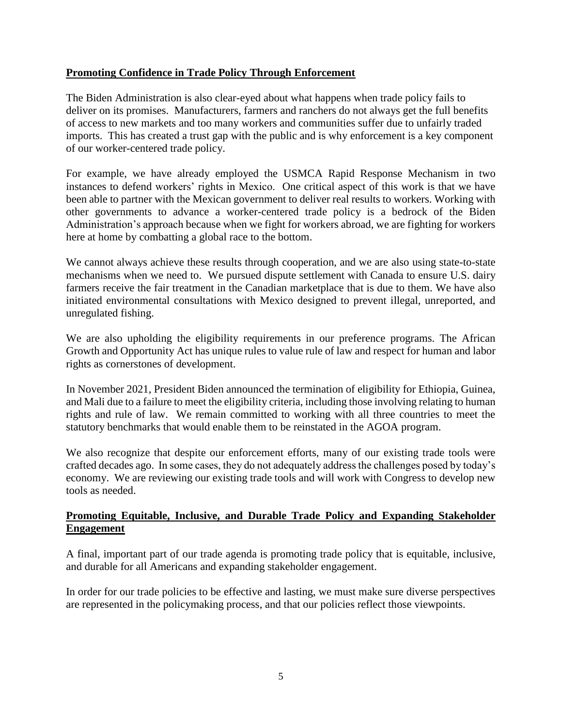**Promoting Confidence in Trade Policy Through Enforcement**

The Biden Administration is also clear-eyed about what happens when trade policy fails to deliver on its promises. Manufacturers, farmers and ranchers do not always get the full benefits of access to new markets and too many workers and communities suffer due to unfairly traded imports. This has created a trust gap with the public and is why enforcement is a key component of our worker-centered trade policy.

For example, we have already employed the USMCA Rapid Response Mechanism in two instances to defend workers' rights in Mexico. One critical aspect of this work is that we have been able to partner with the Mexican government to deliver real results to workers. Working with other governments to advance a worker-centered trade policy is a bedrock of the Biden Administration's approach because when we fight for workers abroad, we are fighting for workers here at home by combatting a global race to the bottom.

We cannot always achieve these results through cooperation, and we are also using state-to-state mechanisms when we need to. We pursued dispute settlement with Canada to ensure U.S. dairy farmers receive the fair treatment in the Canadian marketplace that is due to them. We have also initiated environmental consultations with Mexico designed to prevent illegal, unreported, and unregulated fishing.

We are also upholding the eligibility requirements in our preference programs. The African Growth and Opportunity Act has unique rules to value rule of law and respect for human and labor rights as cornerstones of development.

In November 2021, President Biden announced the termination of eligibility for Ethiopia, Guinea, and Mali due to a failure to meet the eligibility criteria, including those involving relating to human rights and rule of law. We remain committed to working with all three countries to meet the statutory benchmarks that would enable them to be reinstated in the AGOA program.

We also recognize that despite our enforcement efforts, many of our existing trade tools were crafted decades ago. In some cases, they do not adequately address the challenges posed by today's economy. We are reviewing our existing trade tools and will work with Congress to develop new tools as needed.

**Promoting Equitable, Inclusive, and Durable Trade Policy and Expanding Stakeholder Engagement**

A final, important part of our trade agenda is promoting trade policy that is equitable, inclusive, and durable for all Americans and expanding stakeholder engagement.

In order for our trade policies to be effective and lasting, we must make sure diverse perspectives are represented in the policymaking process, and that our policies reflect those viewpoints.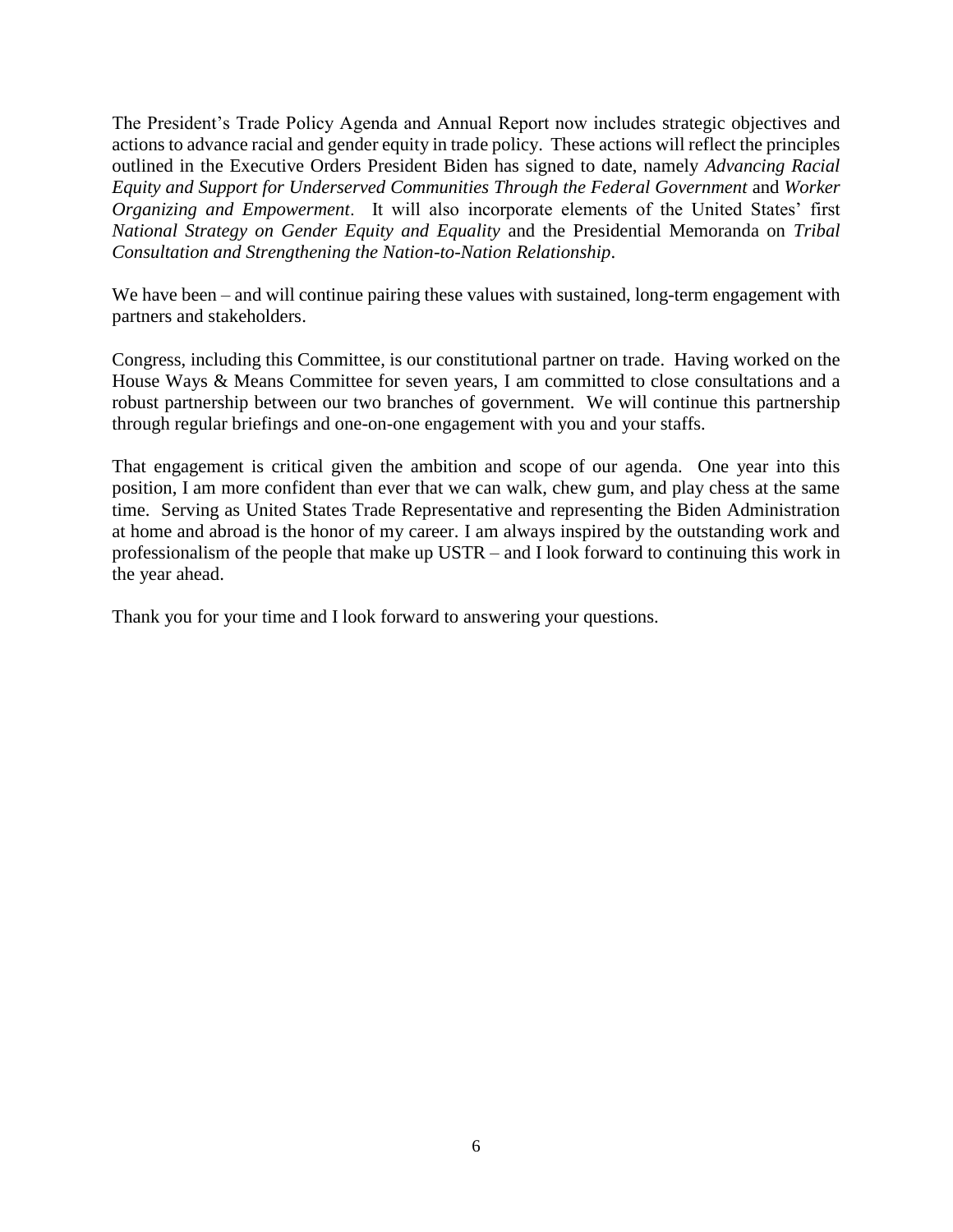The President's Trade Policy Agenda and Annual Report now includes strategic objectives and actions to advance racial and gender equity in trade policy. These actions will reflect the principles outlined in the Executive Orders President Biden has signed to date, namely *Advancing Racial Equity and Support for Underserved Communities Through the Federal Government* and *Worker Organizing and Empowerment*. It will also incorporate elements of the United States' first *National Strategy on Gender Equity and Equality* and the Presidential Memoranda on *Tribal Consultation and Strengthening the Nation-to-Nation Relationship*.

We have been – and will continue pairing these values with sustained, long-term engagement with partners and stakeholders.

Congress, including this Committee, is our constitutional partner on trade. Having worked on the House Ways & Means Committee for seven years, I am committed to close consultations and a robust partnership between our two branches of government. We will continue this partnership through regular briefings and one-on-one engagement with you and your staffs.

That engagement is critical given the ambition and scope of our agenda. One year into this position, I am more confident than ever that we can walk, chew gum, and play chess at the same time. Serving as United States Trade Representative and representing the Biden Administration at home and abroad is the honor of my career. I am always inspired by the outstanding work and professionalism of the people that make up USTR – and I look forward to continuing this work in the year ahead.

Thank you for your time and I look forward to answering your questions.